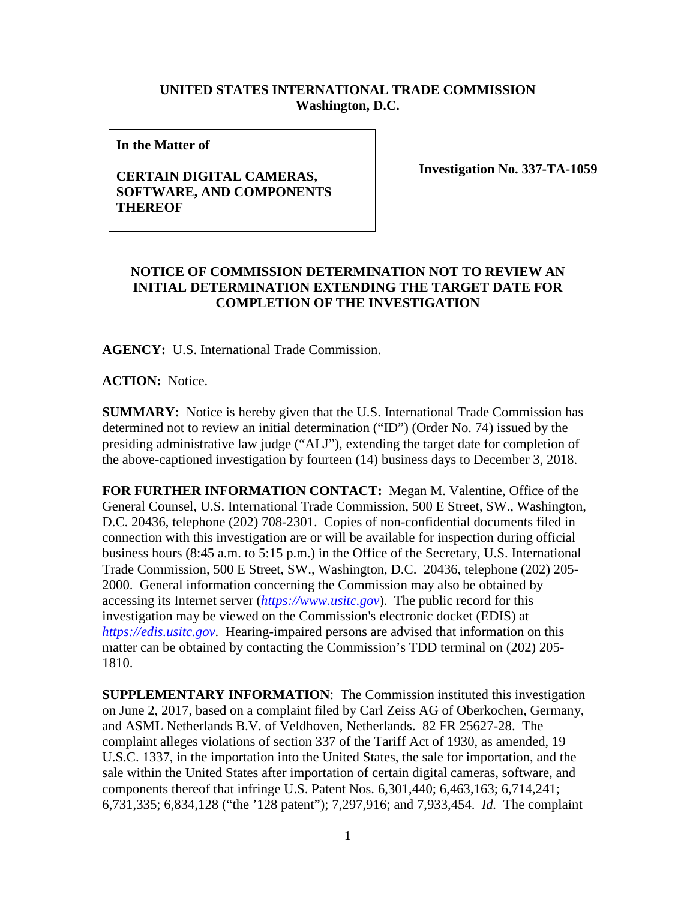**UNITED STATES INTERNATIONAL TRADE COMMISSION**
**Washington, D.C.**

| **In the Matter of**<br><br>**CERTAIN DIGITAL CAMERAS, SOFTWARE, AND COMPONENTS THEREOF** | **Investigation No. 337-TA-1059** |
|---|---|

**NOTICE OF COMMISSION DETERMINATION NOT TO REVIEW AN INITIAL DETERMINATION EXTENDING THE TARGET DATE FOR COMPLETION OF THE INVESTIGATION**

**AGENCY:** U.S. International Trade Commission.

**ACTION:** Notice.

**SUMMARY:** Notice is hereby given that the U.S. International Trade Commission has determined not to review an initial determination ("ID") (Order No. 74) issued by the presiding administrative law judge ("ALJ"), extending the target date for completion of the above-captioned investigation by fourteen (14) business days to December 3, 2018.

**FOR FURTHER INFORMATION CONTACT:** Megan M. Valentine, Office of the General Counsel, U.S. International Trade Commission, 500 E Street, SW., Washington, D.C. 20436, telephone (202) 708-2301. Copies of non-confidential documents filed in connection with this investigation are or will be available for inspection during official business hours (8:45 a.m. to 5:15 p.m.) in the Office of the Secretary, U.S. International Trade Commission, 500 E Street, SW., Washington, D.C. 20436, telephone (202) 205-2000. General information concerning the Commission may also be obtained by accessing its Internet server (*https://www.usitc.gov*). The public record for this investigation may be viewed on the Commission's electronic docket (EDIS) at *https://edis.usitc.gov*. Hearing-impaired persons are advised that information on this matter can be obtained by contacting the Commission's TDD terminal on (202) 205-1810.

**SUPPLEMENTARY INFORMATION**: The Commission instituted this investigation on June 2, 2017, based on a complaint filed by Carl Zeiss AG of Oberkochen, Germany, and ASML Netherlands B.V. of Veldhoven, Netherlands. 82 FR 25627-28. The complaint alleges violations of section 337 of the Tariff Act of 1930, as amended, 19 U.S.C. 1337, in the importation into the United States, the sale for importation, and the sale within the United States after importation of certain digital cameras, software, and components thereof that infringe U.S. Patent Nos. 6,301,440; 6,463,163; 6,714,241; 6,731,335; 6,834,128 ("the '128 patent"); 7,297,916; and 7,933,454. *Id.* The complaint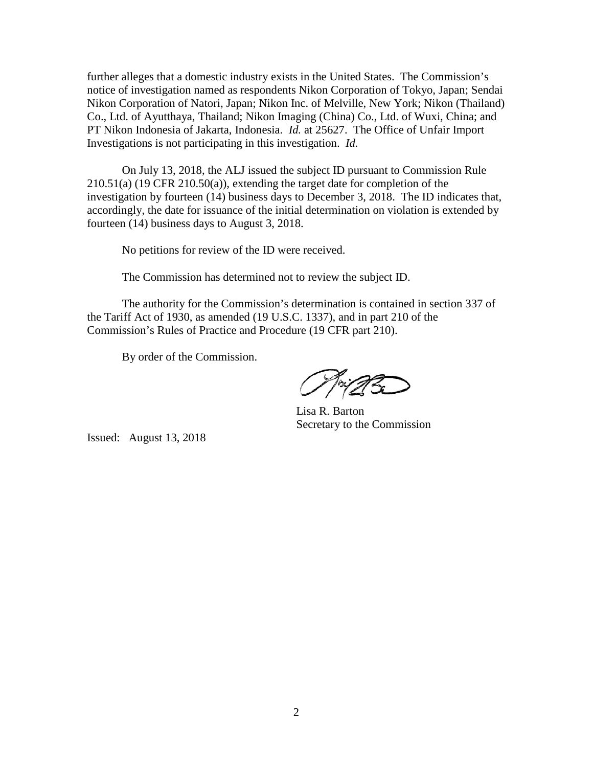further alleges that a domestic industry exists in the United States. The Commission's notice of investigation named as respondents Nikon Corporation of Tokyo, Japan; Sendai Nikon Corporation of Natori, Japan; Nikon Inc. of Melville, New York; Nikon (Thailand) Co., Ltd. of Ayutthaya, Thailand; Nikon Imaging (China) Co., Ltd. of Wuxi, China; and PT Nikon Indonesia of Jakarta, Indonesia. *Id.* at 25627. The Office of Unfair Import Investigations is not participating in this investigation. *Id.*

On July 13, 2018, the ALJ issued the subject ID pursuant to Commission Rule 210.51(a) (19 CFR 210.50(a)), extending the target date for completion of the investigation by fourteen (14) business days to December 3, 2018. The ID indicates that, accordingly, the date for issuance of the initial determination on violation is extended by fourteen (14) business days to August 3, 2018.

No petitions for review of the ID were received.

The Commission has determined not to review the subject ID.

The authority for the Commission's determination is contained in section 337 of the Tariff Act of 1930, as amended (19 U.S.C. 1337), and in part 210 of the Commission's Rules of Practice and Procedure (19 CFR part 210).

By order of the Commission.

Lisa R. Barton
Secretary to the Commission

Issued: August 13, 2018